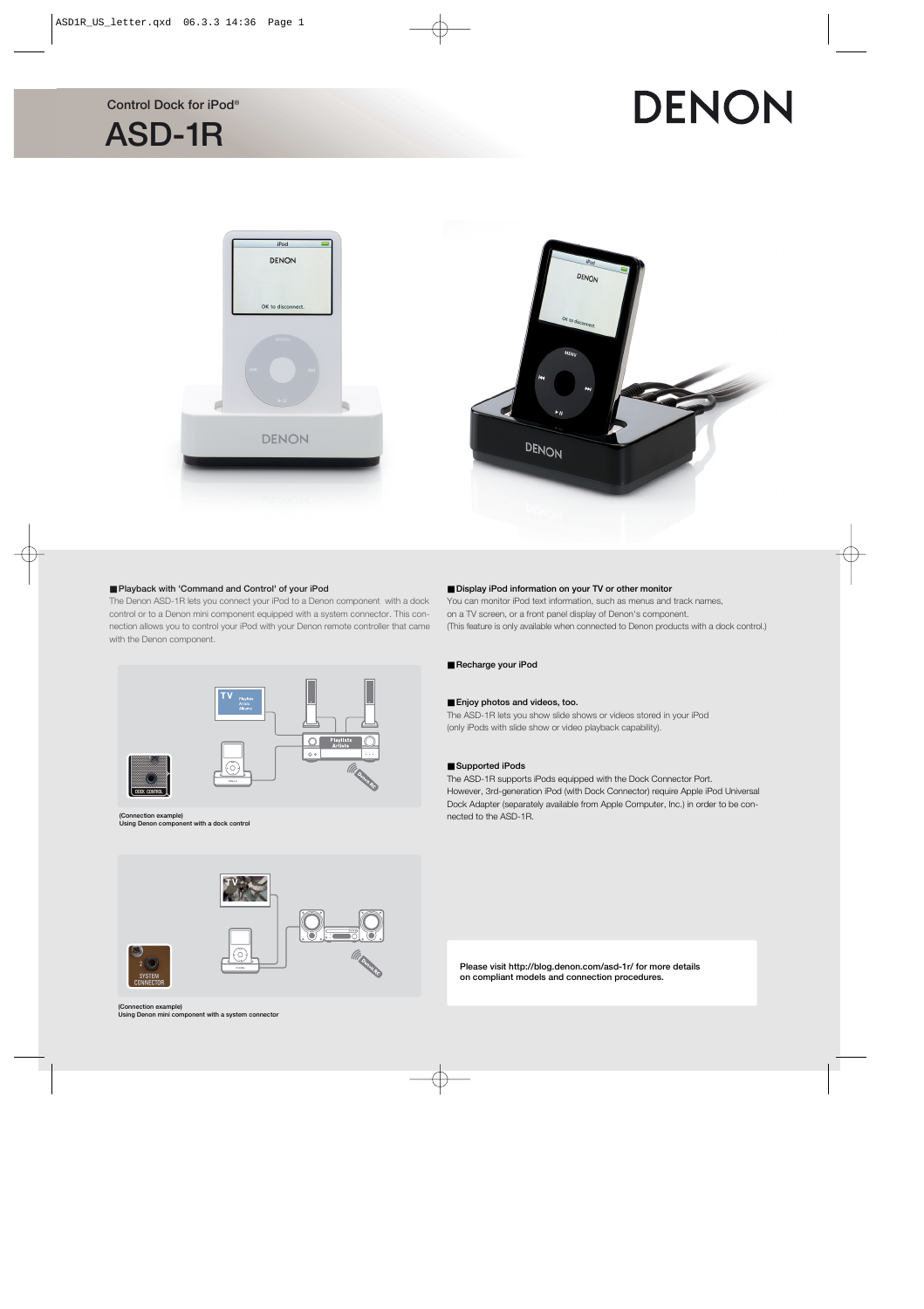Control Dock for iPod®

# ASD-1R

DENON

### ■ Playback with 'Command and Control' of your iPod

The Denon ASD-1R lets you connect your iPod to a Denon component with a dock control or to a Denon mini component equipped with a system connector. This connection allows you to control your iPod with your Denon remote controller that came with the Denon component.

(Connection example)
Using Denon component with a dock control

(Connection example)
Using Denon mini component with a system connector

### ■ Display iPod information on your TV or other monitor

You can monitor iPod text information, such as menus and track names, on a TV screen, or a front panel display of Denon's component.
(This feature is only available when connected to Denon products with a dock control.)

### ■ Recharge your iPod

### ■ Enjoy photos and videos, too.

The ASD-1R lets you show slide shows or videos stored in your iPod (only iPods with slide show or video playback capability).

### ■ Supported iPods

The ASD-1R supports iPods equipped with the Dock Connector Port.
However, 3rd-generation iPod (with Dock Connector) require Apple iPod Universal Dock Adapter (separately available from Apple Computer, Inc.) in order to be connected to the ASD-1R.

**Please visit http://blog.denon.com/asd-1r/ for more details on compliant models and connection procedures.**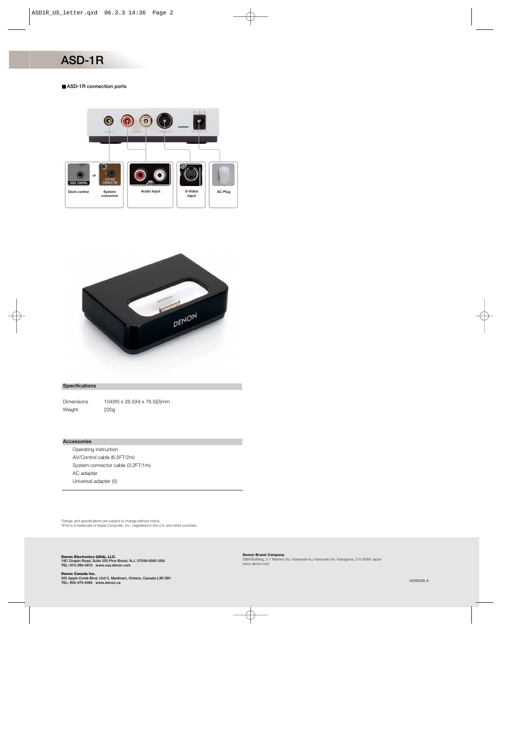# ASD-1R

■ ASD-1R connection ports

Dock control or System connector

Audio Input

S-Video Input

AC Plug

## Specifications

| | |
|---|---|
| Dimensions | 104(W) x 28.5(H) x 76.5(D)mm |
| Weight | 220g |

## Accessories

- Operating instruction
- AV/Control cable (6.5FT/2m)
- System connector cable (3.2FT/1m)
- AC adapter
- Universal adapter (5)

*Design and specifications are subject to change without notice.
*iPod is a trademark of Apple Computer, Inc., registered in the U.S. and other countries.

**Denon Electronics (USA), LLC.**
**19C Chapin Road, Suite 205 Pine Brook, N.J. 07058-9385 USA**
**TEL: 973-396-0810 www.usa.denon.com**

**Denon Canada Inc.**
**505 Apple Creek Blvd, Unit 5, Markham, Ontario, Canada L3R 5B1**
**TEL: 905-475-4085 www.denon.ca**

**Denon Brand Company**
D&M Building, 2-1 Nisshin-cho, Kawasaki-ku, Kawasaki-shi, Kanagawa, 210-8569 Japan
www.denon.com

16500206 A